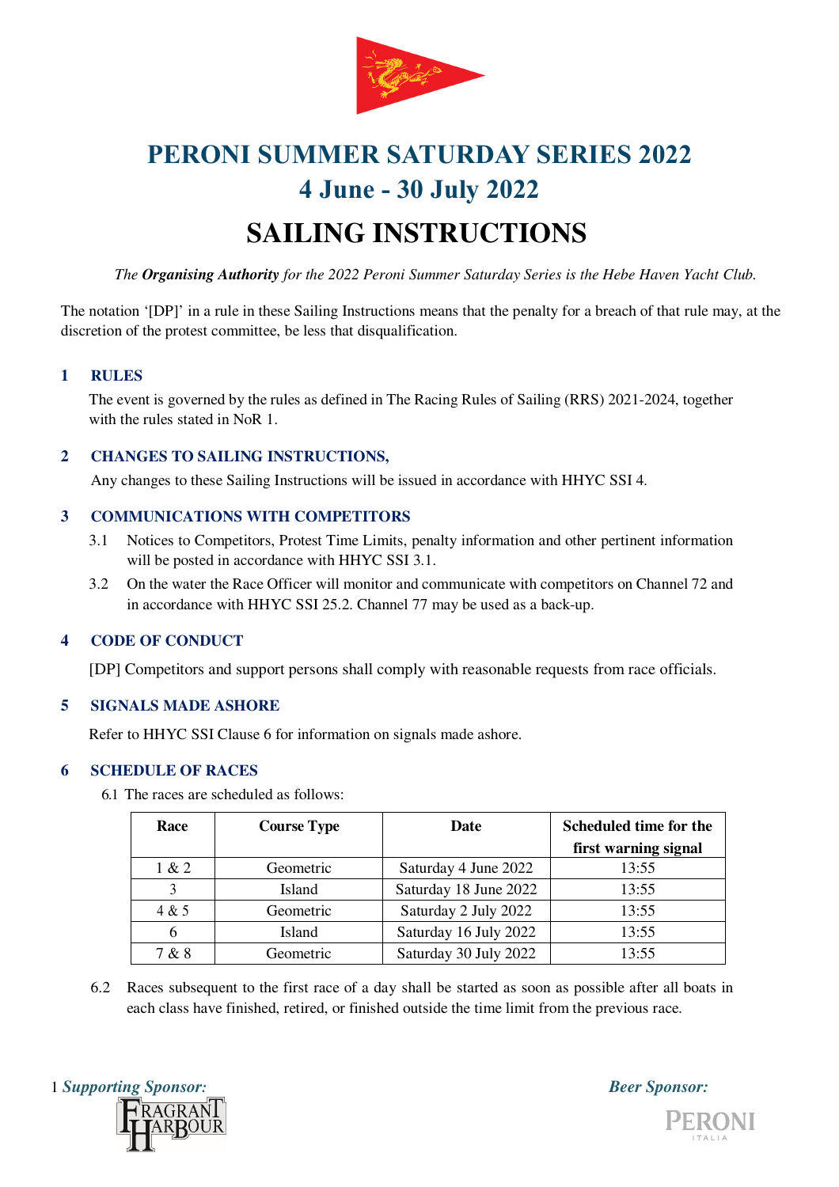# PERONI SUMMER SATURDAY SERIES 2022

## 4 June - 30 July 2022

# SAILING INSTRUCTIONS

*The **Organising Authority** for the 2022 Peroni Summer Saturday Series is the Hebe Haven Yacht Club.*

The notation '[DP]' in a rule in these Sailing Instructions means that the penalty for a breach of that rule may, at the discretion of the protest committee, be less that disqualification.

### 1 RULES

The event is governed by the rules as defined in The Racing Rules of Sailing (RRS) 2021-2024, together with the rules stated in NoR 1.

### 2 CHANGES TO SAILING INSTRUCTIONS,

Any changes to these Sailing Instructions will be issued in accordance with HHYC SSI 4.

### 3 COMMUNICATIONS WITH COMPETITORS

3.1 Notices to Competitors, Protest Time Limits, penalty information and other pertinent information will be posted in accordance with HHYC SSI 3.1.

3.2 On the water the Race Officer will monitor and communicate with competitors on Channel 72 and in accordance with HHYC SSI 25.2. Channel 77 may be used as a back-up.

### 4 CODE OF CONDUCT

[DP] Competitors and support persons shall comply with reasonable requests from race officials.

### 5 SIGNALS MADE ASHORE

Refer to HHYC SSI Clause 6 for information on signals made ashore.

### 6 SCHEDULE OF RACES

6.1 The races are scheduled as follows:

| Race | Course Type | Date | Scheduled time for the first warning signal |
|---|---|---|---|
| 1 & 2 | Geometric | Saturday 4 June 2022 | 13:55 |
| 3 | Island | Saturday 18 June 2022 | 13:55 |
| 4 & 5 | Geometric | Saturday 2 July 2022 | 13:55 |
| 6 | Island | Saturday 16 July 2022 | 13:55 |
| 7 & 8 | Geometric | Saturday 30 July 2022 | 13:55 |

6.2 Races subsequent to the first race of a day shall be started as soon as possible after all boats in each class have finished, retired, or finished outside the time limit from the previous race.

*Supporting Sponsor:* FRAGRANT HARBOUR

*Beer Sponsor:* PERONI ITALIA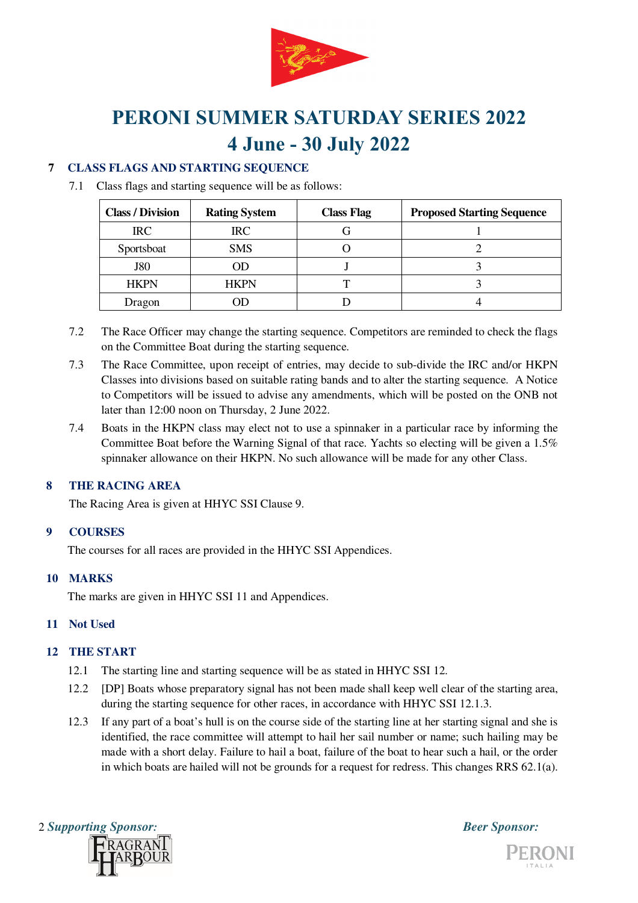# PERONI SUMMER SATURDAY SERIES 2022

## 4 June - 30 July 2022

### 7 CLASS FLAGS AND STARTING SEQUENCE

7.1 Class flags and starting sequence will be as follows:

| Class / Division | Rating System | Class Flag | Proposed Starting Sequence |
|---|---|---|---|
| IRC | IRC | G | 1 |
| Sportsboat | SMS | O | 2 |
| J80 | OD | J | 3 |
| HKPN | HKPN | T | 3 |
| Dragon | OD | D | 4 |

7.2 The Race Officer may change the starting sequence. Competitors are reminded to check the flags on the Committee Boat during the starting sequence.

7.3 The Race Committee, upon receipt of entries, may decide to sub-divide the IRC and/or HKPN Classes into divisions based on suitable rating bands and to alter the starting sequence. A Notice to Competitors will be issued to advise any amendments, which will be posted on the ONB not later than 12:00 noon on Thursday, 2 June 2022.

7.4 Boats in the HKPN class may elect not to use a spinnaker in a particular race by informing the Committee Boat before the Warning Signal of that race. Yachts so electing will be given a 1.5% spinnaker allowance on their HKPN. No such allowance will be made for any other Class.

### 8 THE RACING AREA

The Racing Area is given at HHYC SSI Clause 9.

### 9 COURSES

The courses for all races are provided in the HHYC SSI Appendices.

### 10 MARKS

The marks are given in HHYC SSI 11 and Appendices.

### 11 Not Used

### 12 THE START

12.1 The starting line and starting sequence will be as stated in HHYC SSI 12.

12.2 [DP] Boats whose preparatory signal has not been made shall keep well clear of the starting area, during the starting sequence for other races, in accordance with HHYC SSI 12.1.3.

12.3 If any part of a boat's hull is on the course side of the starting line at her starting signal and she is identified, the race committee will attempt to hail her sail number or name; such hailing may be made with a short delay. Failure to hail a boat, failure of the boat to hear such a hail, or the order in which boats are hailed will not be grounds for a request for redress. This changes RRS 62.1(a).

*Supporting Sponsor:* FRAGRANT HARBOUR

*Beer Sponsor:* PERONI ITALIA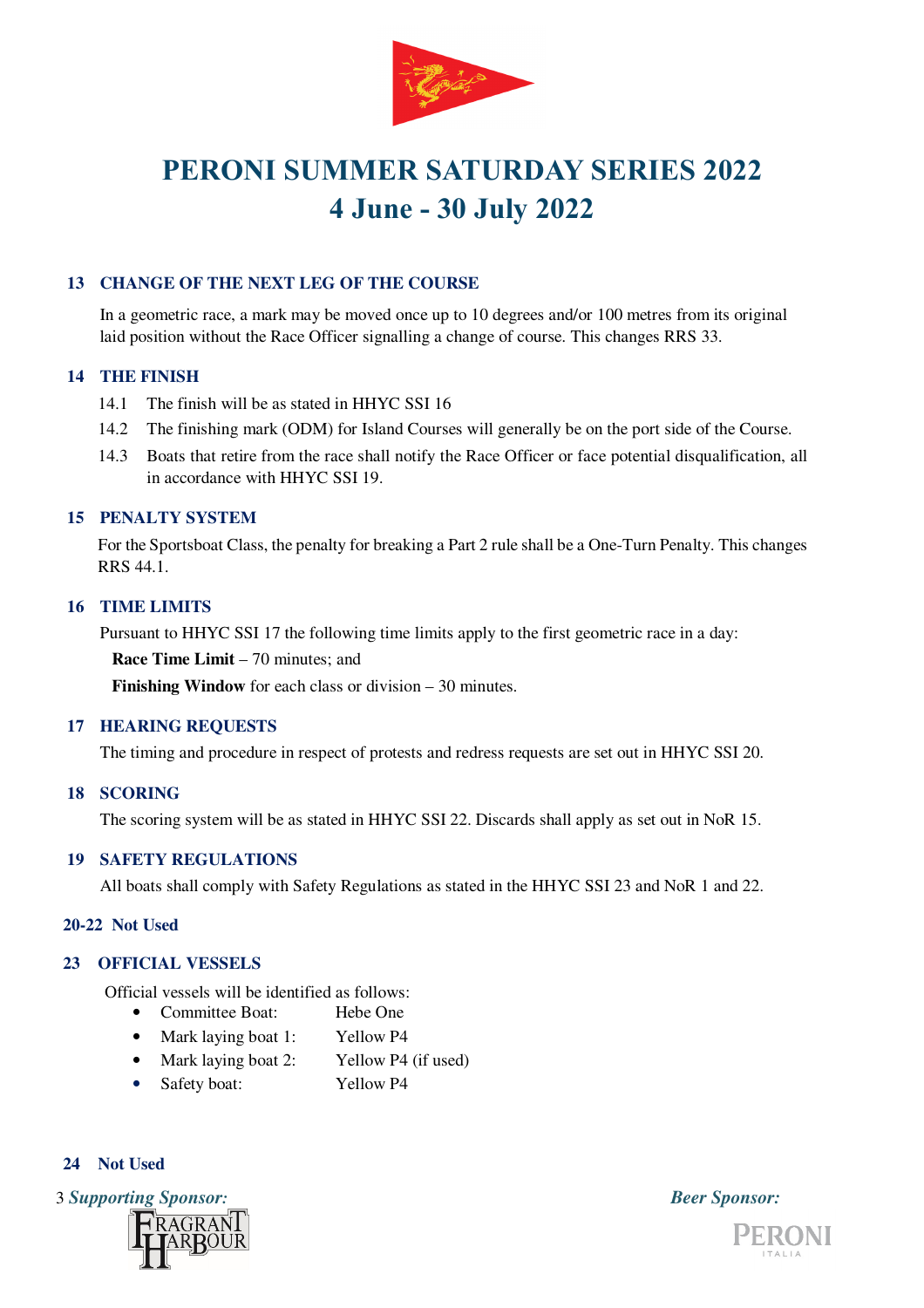# PERONI SUMMER SATURDAY SERIES 2022
# 4 June - 30 July 2022

## 13 CHANGE OF THE NEXT LEG OF THE COURSE

In a geometric race, a mark may be moved once up to 10 degrees and/or 100 metres from its original laid position without the Race Officer signalling a change of course. This changes RRS 33.

## 14 THE FINISH

14.1 The finish will be as stated in HHYC SSI 16

14.2 The finishing mark (ODM) for Island Courses will generally be on the port side of the Course.

14.3 Boats that retire from the race shall notify the Race Officer or face potential disqualification, all in accordance with HHYC SSI 19.

## 15 PENALTY SYSTEM

For the Sportsboat Class, the penalty for breaking a Part 2 rule shall be a One-Turn Penalty. This changes RRS 44.1.

## 16 TIME LIMITS

Pursuant to HHYC SSI 17 the following time limits apply to the first geometric race in a day:

**Race Time Limit** – 70 minutes; and

**Finishing Window** for each class or division – 30 minutes.

## 17 HEARING REQUESTS

The timing and procedure in respect of protests and redress requests are set out in HHYC SSI 20.

## 18 SCORING

The scoring system will be as stated in HHYC SSI 22. Discards shall apply as set out in NoR 15.

## 19 SAFETY REGULATIONS

All boats shall comply with Safety Regulations as stated in the HHYC SSI 23 and NoR 1 and 22.

## 20-22 Not Used

## 23 OFFICIAL VESSELS

Official vessels will be identified as follows:

- Committee Boat: Hebe One
- Mark laying boat 1: Yellow P4
- Mark laying boat 2: Yellow P4 (if used)
- Safety boat: Yellow P4

## 24 Not Used

*Supporting Sponsor:* FRAGRANT HARBOUR

*Beer Sponsor:* PERONI ITALIA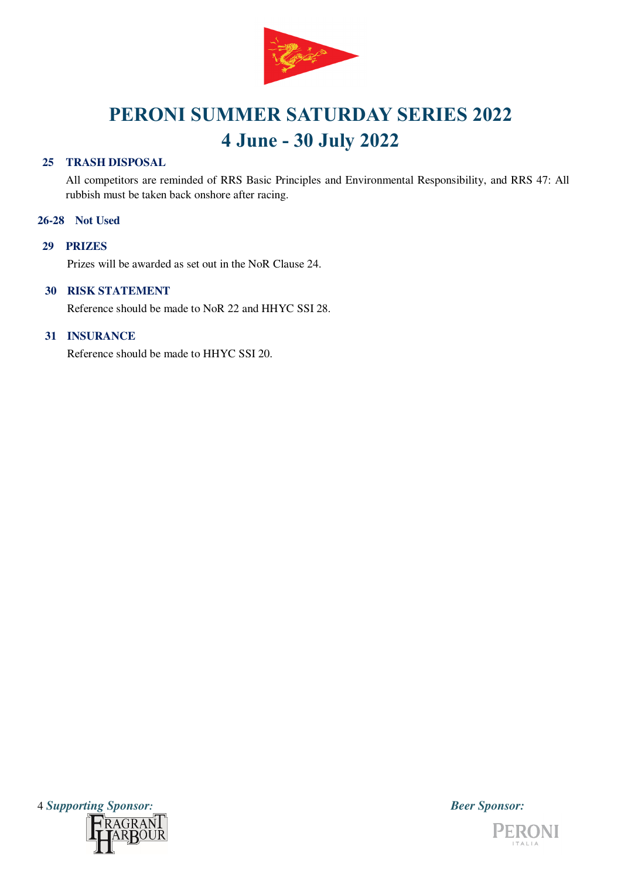# PERONI SUMMER SATURDAY SERIES 2022

## 4 June - 30 July 2022

### 25 TRASH DISPOSAL

All competitors are reminded of RRS Basic Principles and Environmental Responsibility, and RRS 47: All rubbish must be taken back onshore after racing.

### 26-28 Not Used

### 29 PRIZES

Prizes will be awarded as set out in the NoR Clause 24.

### 30 RISK STATEMENT

Reference should be made to NoR 22 and HHYC SSI 28.

### 31 INSURANCE

Reference should be made to HHYC SSI 20.

*Supporting Sponsor:*

*Beer Sponsor:*